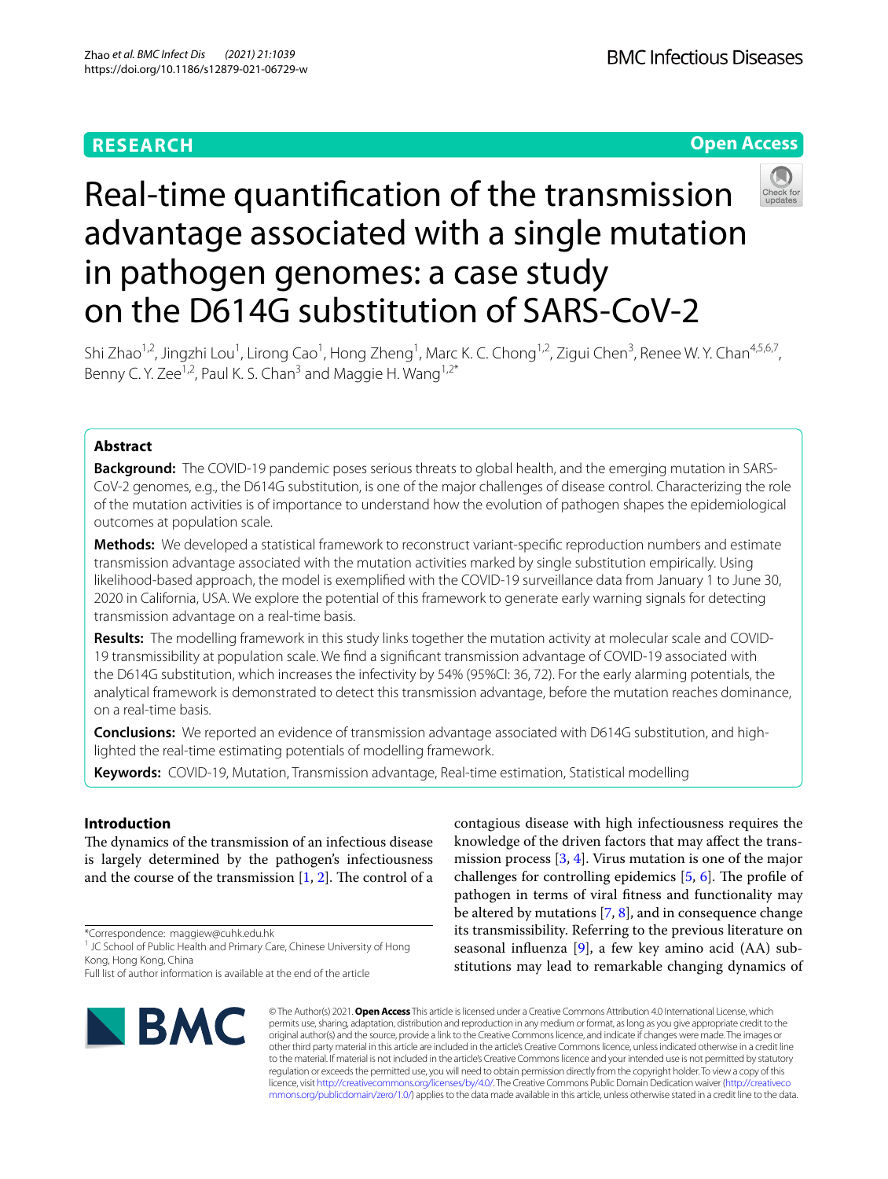RESEARCH

Open Access

# Real-time quantification of the transmission advantage associated with a single mutation in pathogen genomes: a case study on the D614G substitution of SARS-CoV-2

Shi Zhao[1,2], Jingzhi Lou[1], Lirong Cao[1], Hong Zheng[1], Marc K. C. Chong[1,2], Zigui Chen[3], Renee W. Y. Chan[4,5,6,7], Benny C. Y. Zee[1,2], Paul K. S. Chan[3] and Maggie H. Wang[1,2*]

## Abstract

**Background:** The COVID-19 pandemic poses serious threats to global health, and the emerging mutation in SARS-CoV-2 genomes, e.g., the D614G substitution, is one of the major challenges of disease control. Characterizing the role of the mutation activities is of importance to understand how the evolution of pathogen shapes the epidemiological outcomes at population scale.

**Methods:** We developed a statistical framework to reconstruct variant-specific reproduction numbers and estimate transmission advantage associated with the mutation activities marked by single substitution empirically. Using likelihood-based approach, the model is exemplified with the COVID-19 surveillance data from January 1 to June 30, 2020 in California, USA. We explore the potential of this framework to generate early warning signals for detecting transmission advantage on a real-time basis.

**Results:** The modelling framework in this study links together the mutation activity at molecular scale and COVID-19 transmissibility at population scale. We find a significant transmission advantage of COVID-19 associated with the D614G substitution, which increases the infectivity by 54% (95%CI: 36, 72). For the early alarming potentials, the analytical framework is demonstrated to detect this transmission advantage, before the mutation reaches dominance, on a real-time basis.

**Conclusions:** We reported an evidence of transmission advantage associated with D614G substitution, and highlighted the real-time estimating potentials of modelling framework.

**Keywords:** COVID-19, Mutation, Transmission advantage, Real-time estimation, Statistical modelling

## Introduction

The dynamics of the transmission of an infectious disease is largely determined by the pathogen's infectiousness and the course of the transmission [1, 2]. The control of a contagious disease with high infectiousness requires the knowledge of the driven factors that may affect the transmission process [3, 4]. Virus mutation is one of the major challenges for controlling epidemics [5, 6]. The profile of pathogen in terms of viral fitness and functionality may be altered by mutations [7, 8], and in consequence change its transmissibility. Referring to the previous literature on seasonal influenza [9], a few key amino acid (AA) substitutions may lead to remarkable changing dynamics of

*Correspondence: maggiew@cuhk.edu.hk
[1] JC School of Public Health and Primary Care, Chinese University of Hong Kong, Hong Kong, China
Full list of author information is available at the end of the article

© The Author(s) 2021. **Open Access** This article is licensed under a Creative Commons Attribution 4.0 International License, which permits use, sharing, adaptation, distribution and reproduction in any medium or format, as long as you give appropriate credit to the original author(s) and the source, provide a link to the Creative Commons licence, and indicate if changes were made. The images or other third party material in this article are included in the article's Creative Commons licence, unless indicated otherwise in a credit line to the material. If material is not included in the article's Creative Commons licence and your intended use is not permitted by statutory regulation or exceeds the permitted use, you will need to obtain permission directly from the copyright holder. To view a copy of this licence, visit http://creativecommons.org/licenses/by/4.0/. The Creative Commons Public Domain Dedication waiver (http://creativecommons.org/publicdomain/zero/1.0/) applies to the data made available in this article, unless otherwise stated in a credit line to the data.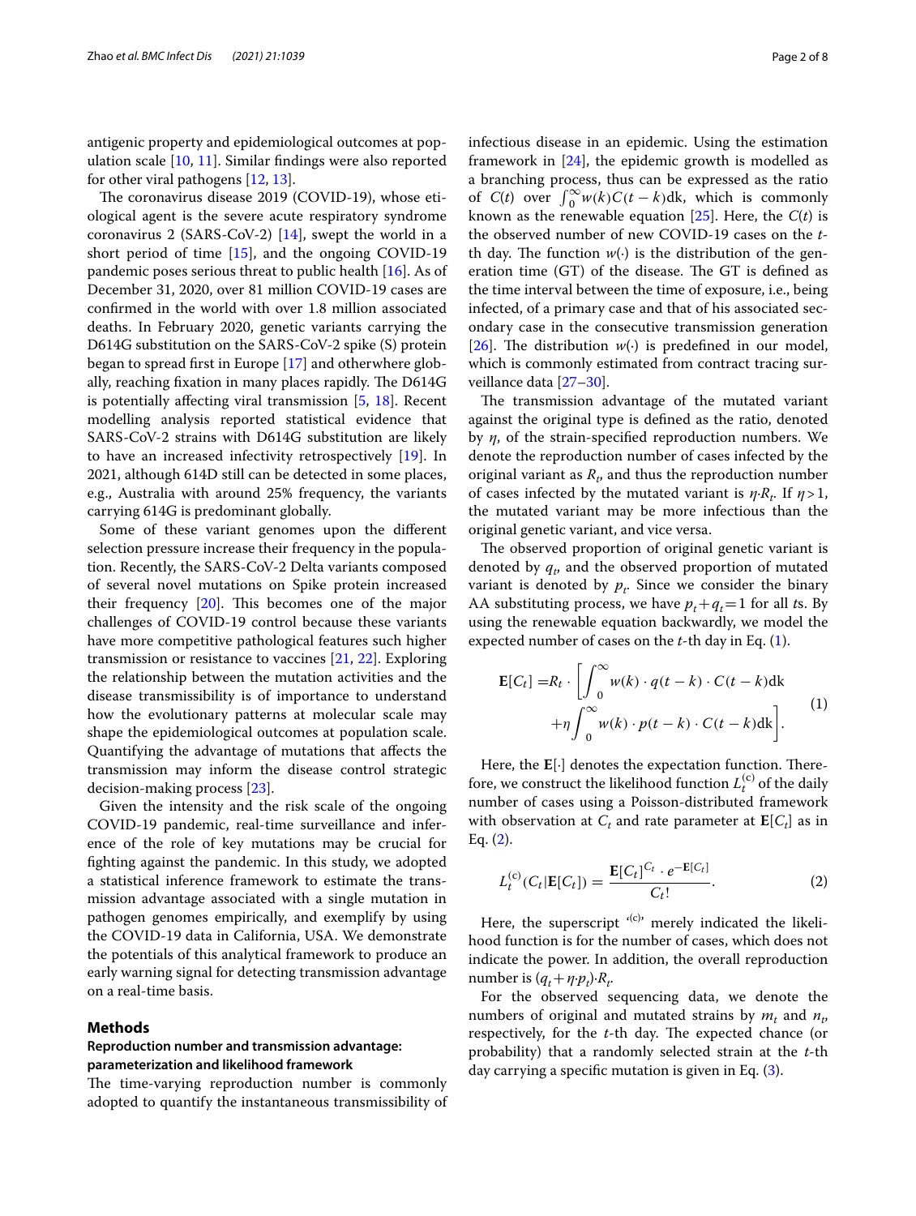antigenic property and epidemiological outcomes at population scale [10, 11]. Similar findings were also reported for other viral pathogens [12, 13].

The coronavirus disease 2019 (COVID-19), whose etiological agent is the severe acute respiratory syndrome coronavirus 2 (SARS-CoV-2) [14], swept the world in a short period of time [15], and the ongoing COVID-19 pandemic poses serious threat to public health [16]. As of December 31, 2020, over 81 million COVID-19 cases are confirmed in the world with over 1.8 million associated deaths. In February 2020, genetic variants carrying the D614G substitution on the SARS-CoV-2 spike (S) protein began to spread first in Europe [17] and otherwhere globally, reaching fixation in many places rapidly. The D614G is potentially affecting viral transmission [5, 18]. Recent modelling analysis reported statistical evidence that SARS-CoV-2 strains with D614G substitution are likely to have an increased infectivity retrospectively [19]. In 2021, although 614D still can be detected in some places, e.g., Australia with around 25% frequency, the variants carrying 614G is predominant globally.

Some of these variant genomes upon the different selection pressure increase their frequency in the population. Recently, the SARS-CoV-2 Delta variants composed of several novel mutations on Spike protein increased their frequency [20]. This becomes one of the major challenges of COVID-19 control because these variants have more competitive pathological features such higher transmission or resistance to vaccines [21, 22]. Exploring the relationship between the mutation activities and the disease transmissibility is of importance to understand how the evolutionary patterns at molecular scale may shape the epidemiological outcomes at population scale. Quantifying the advantage of mutations that affects the transmission may inform the disease control strategic decision-making process [23].

Given the intensity and the risk scale of the ongoing COVID-19 pandemic, real-time surveillance and inference of the role of key mutations may be crucial for fighting against the pandemic. In this study, we adopted a statistical inference framework to estimate the transmission advantage associated with a single mutation in pathogen genomes empirically, and exemplify by using the COVID-19 data in California, USA. We demonstrate the potentials of this analytical framework to produce an early warning signal for detecting transmission advantage on a real-time basis.

## Methods

### Reproduction number and transmission advantage: parameterization and likelihood framework

The time-varying reproduction number is commonly adopted to quantify the instantaneous transmissibility of infectious disease in an epidemic. Using the estimation framework in [24], the epidemic growth is modelled as a branching process, thus can be expressed as the ratio of $C(t)$ over $\int_0^{\infty} w(k) C(t-k) \mathrm{d}k$, which is commonly known as the renewable equation [25]. Here, the $C(t)$ is the observed number of new COVID-19 cases on the $t$-th day. The function $w(\cdot)$ is the distribution of the generation time (GT) of the disease. The GT is defined as the time interval between the time of exposure, i.e., being infected, of a primary case and that of his associated secondary case in the consecutive transmission generation [26]. The distribution $w(\cdot)$ is predefined in our model, which is commonly estimated from contract tracing surveillance data [27–30].

The transmission advantage of the mutated variant against the original type is defined as the ratio, denoted by $\eta$, of the strain-specified reproduction numbers. We denote the reproduction number of cases infected by the original variant as $R_t$, and thus the reproduction number of cases infected by the mutated variant is $\eta \cdot R_t$. If $\eta > 1$, the mutated variant may be more infectious than the original genetic variant, and vice versa.

The observed proportion of original genetic variant is denoted by $q_t$, and the observed proportion of mutated variant is denoted by $p_t$. Since we consider the binary AA substituting process, we have $p_t + q_t = 1$ for all $t$s. By using the renewable equation backwardly, we model the expected number of cases on the $t$-th day in Eq. (1).

$$
\begin{aligned}
\mathbf{E}[C_t] = & R_t \cdot \left[ \int_0^{\infty} w(k) \cdot q(t-k) \cdot C(t-k) \mathrm{d}k \right. \\
& \left. + \eta \int_0^{\infty} w(k) \cdot p(t-k) \cdot C(t-k) \mathrm{d}k \right].
\end{aligned} \tag{1}
$$

Here, the $\mathbf{E}[\cdot]$ denotes the expectation function. Therefore, we construct the likelihood function $L_t^{(c)}$ of the daily number of cases using a Poisson-distributed framework with observation at $C_t$ and rate parameter at $\mathbf{E}[C_t]$ as in Eq. (2).

$$
L_t^{(c)}(C_t | \mathbf{E}[C_t]) = \frac{\mathbf{E}[C_t]^{C_t} \cdot e^{-\mathbf{E}[C_t]}}{C_t!}. \tag{2}
$$

Here, the superscript '(c)' merely indicated the likelihood function is for the number of cases, which does not indicate the power. In addition, the overall reproduction number is $(q_t + \eta \cdot p_t) \cdot R_t$.

For the observed sequencing data, we denote the numbers of original and mutated strains by $m_t$ and $n_t$, respectively, for the $t$-th day. The expected chance (or probability) that a randomly selected strain at the $t$-th day carrying a specific mutation is given in Eq. (3).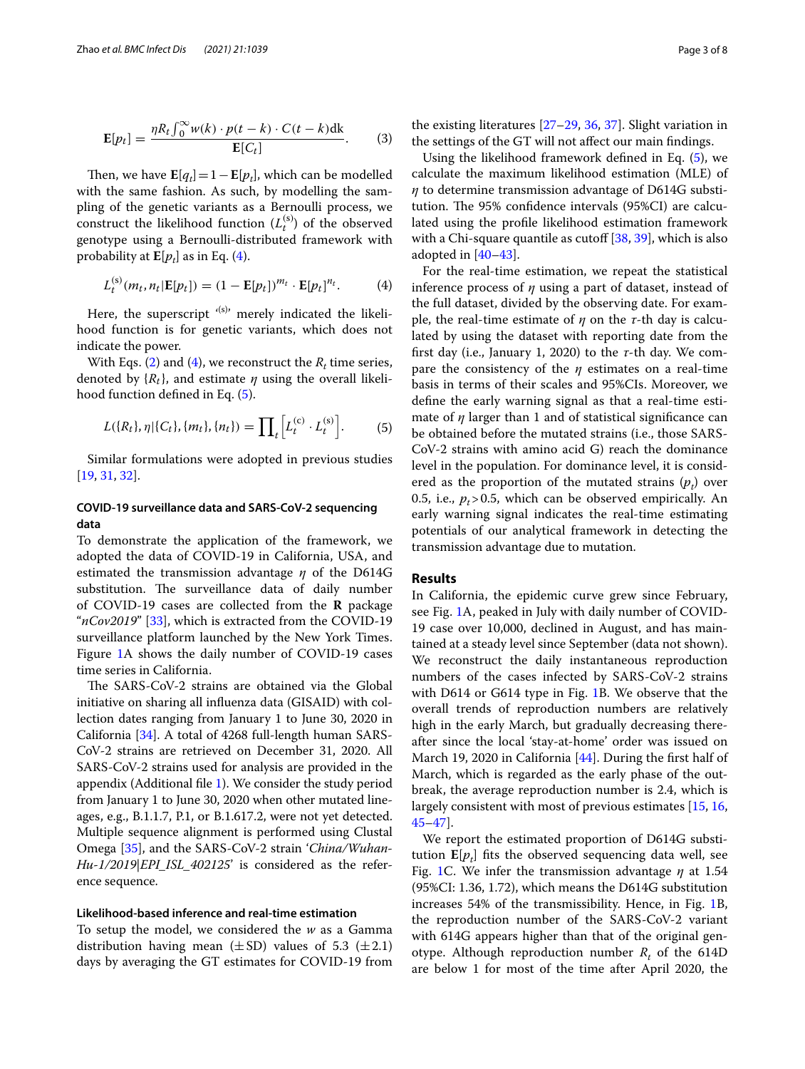$$\mathbf{E}[p_t] = \frac{\eta R_t \int_0^{\infty} w(k) \cdot p(t-k) \cdot C(t-k)\mathrm{d}k}{\mathbf{E}[C_t]}. \tag{3}$$

Then, we have $\mathbf{E}[q_t] = 1 - \mathbf{E}[p_t]$, which can be modelled with the same fashion. As such, by modelling the sampling of the genetic variants as a Bernoulli process, we construct the likelihood function ($L_t^{(s)}$) of the observed genotype using a Bernoulli-distributed framework with probability at $\mathbf{E}[p_t]$ as in Eq. (4).

$$L_t^{(s)}(m_t, n_t | \mathbf{E}[p_t]) = (1 - \mathbf{E}[p_t])^{m_t} \cdot \mathbf{E}[p_t]^{n_t}. \tag{4}$$

Here, the superscript '(s)' merely indicated the likelihood function is for genetic variants, which does not indicate the power.

With Eqs. (2) and (4), we reconstruct the $R_t$ time series, denoted by $\{R_t\}$, and estimate $\eta$ using the overall likelihood function defined in Eq. (5).

$$L(\{R_t\}, \eta | \{C_t\}, \{m_t\}, \{n_t\}) = \prod_t \left[ L_t^{(c)} \cdot L_t^{(s)} \right]. \tag{5}$$

Similar formulations were adopted in previous studies [19, 31, 32].

### COVID-19 surveillance data and SARS-CoV-2 sequencing data

To demonstrate the application of the framework, we adopted the data of COVID-19 in California, USA, and estimated the transmission advantage $\eta$ of the D614G substitution. The surveillance data of daily number of COVID-19 cases are collected from the **R** package "*nCov2019*" [33], which is extracted from the COVID-19 surveillance platform launched by the New York Times. Figure 1A shows the daily number of COVID-19 cases time series in California.

The SARS-CoV-2 strains are obtained via the Global initiative on sharing all influenza data (GISAID) with collection dates ranging from January 1 to June 30, 2020 in California [34]. A total of 4268 full-length human SARS-CoV-2 strains are retrieved on December 31, 2020. All SARS-CoV-2 strains used for analysis are provided in the appendix (Additional file 1). We consider the study period from January 1 to June 30, 2020 when other mutated lineages, e.g., B.1.1.7, P.1, or B.1.617.2, were not yet detected. Multiple sequence alignment is performed using Clustal Omega [35], and the SARS-CoV-2 strain '*China/Wuhan-Hu-1/2019|EPI_ISL_402125*' is considered as the reference sequence.

#### Likelihood-based inference and real-time estimation

To setup the model, we considered the $w$ as a Gamma distribution having mean ($\pm$SD) values of 5.3 ($\pm$2.1) days by averaging the GT estimates for COVID-19 from the existing literatures [27–29, 36, 37]. Slight variation in the settings of the GT will not affect our main findings.

Using the likelihood framework defined in Eq. (5), we calculate the maximum likelihood estimation (MLE) of $\eta$ to determine transmission advantage of D614G substitution. The 95% confidence intervals (95%CI) are calculated using the profile likelihood estimation framework with a Chi-square quantile as cutoff [38, 39], which is also adopted in [40–43].

For the real-time estimation, we repeat the statistical inference process of $\eta$ using a part of dataset, instead of the full dataset, divided by the observing date. For example, the real-time estimate of $\eta$ on the $\tau$-th day is calculated by using the dataset with reporting date from the first day (i.e., January 1, 2020) to the $\tau$-th day. We compare the consistency of the $\eta$ estimates on a real-time basis in terms of their scales and 95%CIs. Moreover, we define the early warning signal as that a real-time estimate of $\eta$ larger than 1 and of statistical significance can be obtained before the mutated strains (i.e., those SARS-CoV-2 strains with amino acid G) reach the dominance level in the population. For dominance level, it is considered as the proportion of the mutated strains ($p_t$) over 0.5, i.e., $p_t > 0.5$, which can be observed empirically. An early warning signal indicates the real-time estimating potentials of our analytical framework in detecting the transmission advantage due to mutation.

## Results

In California, the epidemic curve grew since February, see Fig. 1A, peaked in July with daily number of COVID-19 case over 10,000, declined in August, and has maintained at a steady level since September (data not shown). We reconstruct the daily instantaneous reproduction numbers of the cases infected by SARS-CoV-2 strains with D614 or G614 type in Fig. 1B. We observe that the overall trends of reproduction numbers are relatively high in the early March, but gradually decreasing thereafter since the local 'stay-at-home' order was issued on March 19, 2020 in California [44]. During the first half of March, which is regarded as the early phase of the outbreak, the average reproduction number is 2.4, which is largely consistent with most of previous estimates [15, 16, 45–47].

We report the estimated proportion of D614G substitution $\mathbf{E}[p_t]$ fits the observed sequencing data well, see Fig. 1C. We infer the transmission advantage $\eta$ at 1.54 (95%CI: 1.36, 1.72), which means the D614G substitution increases 54% of the transmissibility. Hence, in Fig. 1B, the reproduction number of the SARS-CoV-2 variant with 614G appears higher than that of the original genotype. Although reproduction number $R_t$ of the 614D are below 1 for most of the time after April 2020, the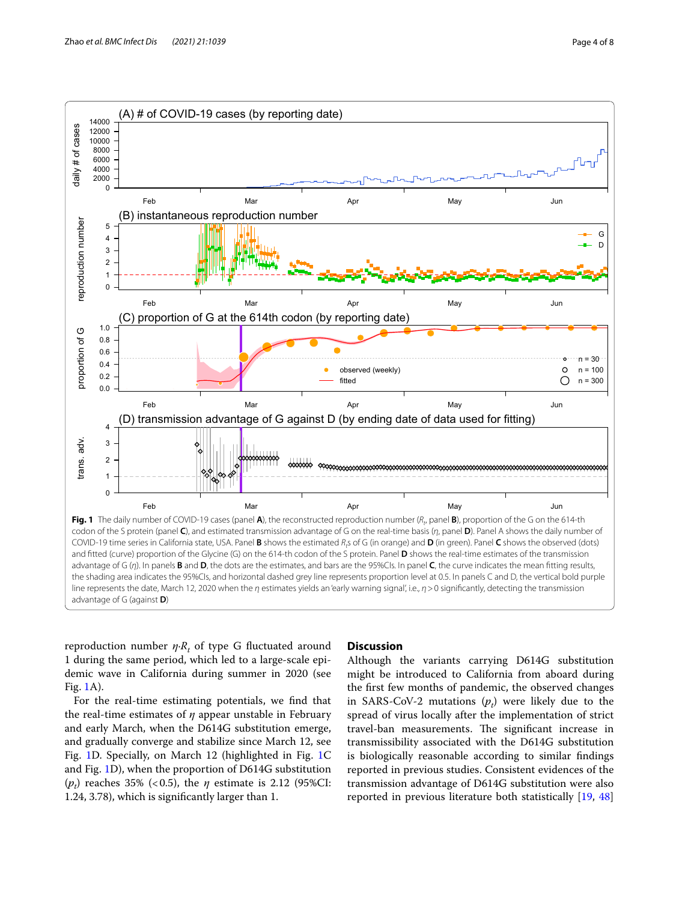**Fig. 1** The daily number of COVID-19 cases (panel **A**), the reconstructed reproduction number ($R_t$, panel **B**), proportion of the G on the 614-th codon of the S protein (panel **C**), and estimated transmission advantage of G on the real-time basis ($\eta$, panel **D**). Panel A shows the daily number of COVID-19 time series in California state, USA. Panel **B** shows the estimated $R_t$s of G (in orange) and **D** (in green). Panel **C** shows the observed (dots) and fitted (curve) proportion of the Glycine (G) on the 614-th codon of the S protein. Panel **D** shows the real-time estimates of the transmission advantage of G ($\eta$). In panels **B** and **D**, the dots are the estimates, and bars are the 95%CIs. In panel **C**, the curve indicates the mean fitting results, the shading area indicates the 95%CIs, and horizontal dashed grey line represents proportion level at 0.5. In panels C and D, the vertical bold purple line represents the date, March 12, 2020 when the $\eta$ estimates yields an 'early warning signal', i.e., $\eta > 0$ significantly, detecting the transmission advantage of G (against **D**)

reproduction number $\eta \cdot R_t$ of type G fluctuated around 1 during the same period, which led to a large-scale epidemic wave in California during summer in 2020 (see Fig. 1A).

For the real-time estimating potentials, we find that the real-time estimates of $\eta$ appear unstable in February and early March, when the D614G substitution emerge, and gradually converge and stabilize since March 12, see Fig. 1D. Specially, on March 12 (highlighted in Fig. 1C and Fig. 1D), when the proportion of D614G substitution ($p_t$) reaches 35% (<0.5), the $\eta$ estimate is 2.12 (95%CI: 1.24, 3.78), which is significantly larger than 1.

## Discussion

Although the variants carrying D614G substitution might be introduced to California from aboard during the first few months of pandemic, the observed changes in SARS-CoV-2 mutations ($p_t$) were likely due to the spread of virus locally after the implementation of strict travel-ban measurements. The significant increase in transmissibility associated with the D614G substitution is biologically reasonable according to similar findings reported in previous studies. Consistent evidences of the transmission advantage of D614G substitution were also reported in previous literature both statistically [19, 48]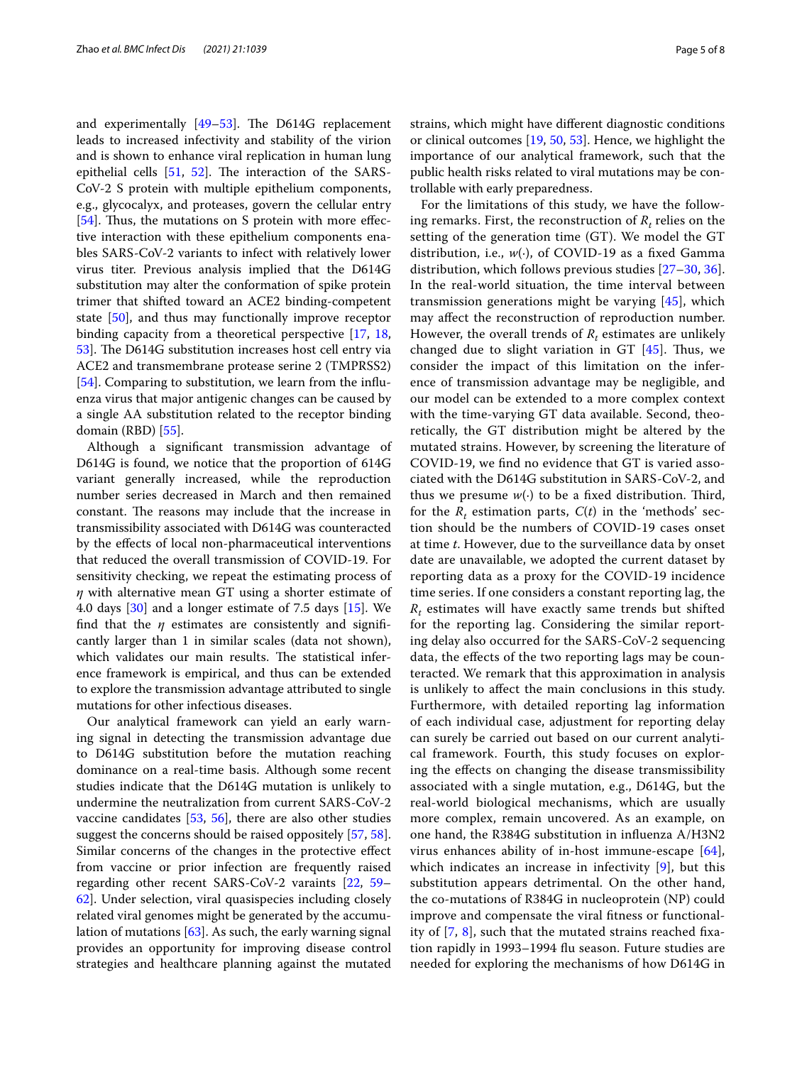and experimentally [49–53]. The D614G replacement leads to increased infectivity and stability of the virion and is shown to enhance viral replication in human lung epithelial cells [51, 52]. The interaction of the SARS-CoV-2 S protein with multiple epithelium components, e.g., glycocalyx, and proteases, govern the cellular entry [54]. Thus, the mutations on S protein with more effective interaction with these epithelium components enables SARS-CoV-2 variants to infect with relatively lower virus titer. Previous analysis implied that the D614G substitution may alter the conformation of spike protein trimer that shifted toward an ACE2 binding-competent state [50], and thus may functionally improve receptor binding capacity from a theoretical perspective [17, 18, 53]. The D614G substitution increases host cell entry via ACE2 and transmembrane protease serine 2 (TMPRSS2) [54]. Comparing to substitution, we learn from the influenza virus that major antigenic changes can be caused by a single AA substitution related to the receptor binding domain (RBD) [55].

Although a significant transmission advantage of D614G is found, we notice that the proportion of 614G variant generally increased, while the reproduction number series decreased in March and then remained constant. The reasons may include that the increase in transmissibility associated with D614G was counteracted by the effects of local non-pharmaceutical interventions that reduced the overall transmission of COVID-19. For sensitivity checking, we repeat the estimating process of $\eta$ with alternative mean GT using a shorter estimate of 4.0 days [30] and a longer estimate of 7.5 days [15]. We find that the $\eta$ estimates are consistently and significantly larger than 1 in similar scales (data not shown), which validates our main results. The statistical inference framework is empirical, and thus can be extended to explore the transmission advantage attributed to single mutations for other infectious diseases.

Our analytical framework can yield an early warning signal in detecting the transmission advantage due to D614G substitution before the mutation reaching dominance on a real-time basis. Although some recent studies indicate that the D614G mutation is unlikely to undermine the neutralization from current SARS-CoV-2 vaccine candidates [53, 56], there are also other studies suggest the concerns should be raised oppositely [57, 58]. Similar concerns of the changes in the protective effect from vaccine or prior infection are frequently raised regarding other recent SARS-CoV-2 varaints [22, 59–62]. Under selection, viral quasispecies including closely related viral genomes might be generated by the accumulation of mutations [63]. As such, the early warning signal provides an opportunity for improving disease control strategies and healthcare planning against the mutated strains, which might have different diagnostic conditions or clinical outcomes [19, 50, 53]. Hence, we highlight the importance of our analytical framework, such that the public health risks related to viral mutations may be controllable with early preparedness.

For the limitations of this study, we have the following remarks. First, the reconstruction of $R_t$ relies on the setting of the generation time (GT). We model the GT distribution, i.e., $w(\cdot)$, of COVID-19 as a fixed Gamma distribution, which follows previous studies [27–30, 36]. In the real-world situation, the time interval between transmission generations might be varying [45], which may affect the reconstruction of reproduction number. However, the overall trends of $R_t$ estimates are unlikely changed due to slight variation in GT [45]. Thus, we consider the impact of this limitation on the inference of transmission advantage may be negligible, and our model can be extended to a more complex context with the time-varying GT data available. Second, theoretically, the GT distribution might be altered by the mutated strains. However, by screening the literature of COVID-19, we find no evidence that GT is varied associated with the D614G substitution in SARS-CoV-2, and thus we presume $w(\cdot)$ to be a fixed distribution. Third, for the $R_t$ estimation parts, $C(t)$ in the 'methods' section should be the numbers of COVID-19 cases onset at time $t$. However, due to the surveillance data by onset date are unavailable, we adopted the current dataset by reporting data as a proxy for the COVID-19 incidence time series. If one considers a constant reporting lag, the $R_t$ estimates will have exactly same trends but shifted for the reporting lag. Considering the similar reporting delay also occurred for the SARS-CoV-2 sequencing data, the effects of the two reporting lags may be counteracted. We remark that this approximation in analysis is unlikely to affect the main conclusions in this study. Furthermore, with detailed reporting lag information of each individual case, adjustment for reporting delay can surely be carried out based on our current analytical framework. Fourth, this study focuses on exploring the effects on changing the disease transmissibility associated with a single mutation, e.g., D614G, but the real-world biological mechanisms, which are usually more complex, remain uncovered. As an example, on one hand, the R384G substitution in influenza A/H3N2 virus enhances ability of in-host immune-escape [64], which indicates an increase in infectivity [9], but this substitution appears detrimental. On the other hand, the co-mutations of R384G in nucleoprotein (NP) could improve and compensate the viral fitness or functionality of [7, 8], such that the mutated strains reached fixation rapidly in 1993–1994 flu season. Future studies are needed for exploring the mechanisms of how D614G in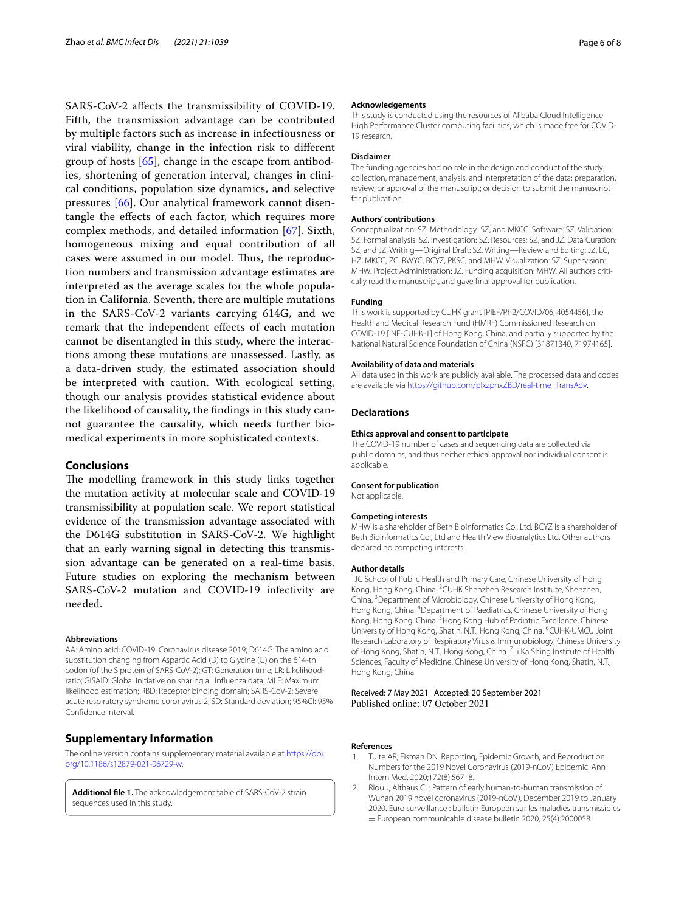SARS-CoV-2 affects the transmissibility of COVID-19. Fifth, the transmission advantage can be contributed by multiple factors such as increase in infectiousness or viral viability, change in the infection risk to different group of hosts [65], change in the escape from antibodies, shortening of generation interval, changes in clinical conditions, population size dynamics, and selective pressures [66]. Our analytical framework cannot disentangle the effects of each factor, which requires more complex methods, and detailed information [67]. Sixth, homogeneous mixing and equal contribution of all cases were assumed in our model. Thus, the reproduction numbers and transmission advantage estimates are interpreted as the average scales for the whole population in California. Seventh, there are multiple mutations in the SARS-CoV-2 variants carrying 614G, and we remark that the independent effects of each mutation cannot be disentangled in this study, where the interactions among these mutations are unassessed. Lastly, as a data-driven study, the estimated association should be interpreted with caution. With ecological setting, though our analysis provides statistical evidence about the likelihood of causality, the findings in this study cannot guarantee the causality, which needs further biomedical experiments in more sophisticated contexts.

## Conclusions

The modelling framework in this study links together the mutation activity at molecular scale and COVID-19 transmissibility at population scale. We report statistical evidence of the transmission advantage associated with the D614G substitution in SARS-CoV-2. We highlight that an early warning signal in detecting this transmission advantage can be generated on a real-time basis. Future studies on exploring the mechanism between SARS-CoV-2 mutation and COVID-19 infectivity are needed.

#### Abbreviations

AA: Amino acid; COVID-19: Coronavirus disease 2019; D614G: The amino acid substitution changing from Aspartic Acid (D) to Glycine (G) on the 614-th codon (of the S protein of SARS-CoV-2); GT: Generation time; LR: Likelihood-ratio; GISAID: Global initiative on sharing all influenza data; MLE: Maximum likelihood estimation; RBD: Receptor binding domain; SARS-CoV-2: Severe acute respiratory syndrome coronavirus 2; SD: Standard deviation; 95%CI: 95% Confidence interval.

## Supplementary Information

The online version contains supplementary material available at https://doi.org/10.1186/s12879-021-06729-w.

**Additional file 1.** The acknowledgement table of SARS-CoV-2 strain sequences used in this study.

#### Acknowledgements

This study is conducted using the resources of Alibaba Cloud Intelligence High Performance Cluster computing facilities, which is made free for COVID-19 research.

#### Disclaimer

The funding agencies had no role in the design and conduct of the study; collection, management, analysis, and interpretation of the data; preparation, review, or approval of the manuscript; or decision to submit the manuscript for publication.

#### Authors' contributions

Conceptualization: SZ. Methodology: SZ, and MKCC. Software: SZ. Validation: SZ. Formal analysis: SZ. Investigation: SZ. Resources: SZ, and JZ. Data Curation: SZ, and JZ. Writing—Original Draft: SZ. Writing—Review and Editing: JZ, LC, HZ, MKCC, ZC, RWYC, BCYZ, PKSC, and MHW. Visualization: SZ. Supervision: MHW. Project Administration: JZ. Funding acquisition: MHW. All authors critically read the manuscript, and gave final approval for publication.

#### Funding

This work is supported by CUHK grant [PIEF/Ph2/COVID/06, 4054456], the Health and Medical Research Fund (HMRF) Commissioned Research on COVID-19 [INF-CUHK-1] of Hong Kong, China, and partially supported by the National Natural Science Foundation of China (NSFC) [31871340, 71974165].

#### Availability of data and materials

All data used in this work are publicly available. The processed data and codes are available via https://github.com/plxzpnxZBD/real-time_TransAdv.

## Declarations

#### Ethics approval and consent to participate

The COVID-19 number of cases and sequencing data are collected via public domains, and thus neither ethical approval nor individual consent is applicable.

#### Consent for publication

Not applicable.

#### Competing interests

MHW is a shareholder of Beth Bioinformatics Co., Ltd. BCYZ is a shareholder of Beth Bioinformatics Co., Ltd and Health View Bioanalytics Ltd. Other authors declared no competing interests.

#### Author details

[1] JC School of Public Health and Primary Care, Chinese University of Hong Kong, Hong Kong, China. [2] CUHK Shenzhen Research Institute, Shenzhen, China. [3] Department of Microbiology, Chinese University of Hong Kong, Hong Kong, China. [4] Department of Paediatrics, Chinese University of Hong Kong, Hong Kong, China. [5] Hong Kong Hub of Pediatric Excellence, Chinese University of Hong Kong, Shatin, N.T., Hong Kong, China. [6] CUHK-UMCU Joint Research Laboratory of Respiratory Virus & Immunobiology, Chinese University of Hong Kong, Shatin, N.T., Hong Kong, China. [7] Li Ka Shing Institute of Health Sciences, Faculty of Medicine, Chinese University of Hong Kong, Shatin, N.T., Hong Kong, China.

Received: 7 May 2021 Accepted: 20 September 2021
Published online: 07 October 2021

#### References

1. Tuite AR, Fisman DN. Reporting, Epidemic Growth, and Reproduction Numbers for the 2019 Novel Coronavirus (2019-nCoV) Epidemic. Ann Intern Med. 2020;172(8):567–8.
2. Riou J, Althaus CL: Pattern of early human-to-human transmission of Wuhan 2019 novel coronavirus (2019-nCoV), December 2019 to January 2020. Euro surveillance : bulletin Europeen sur les maladies transmissibles = European communicable disease bulletin 2020, 25(4):2000058.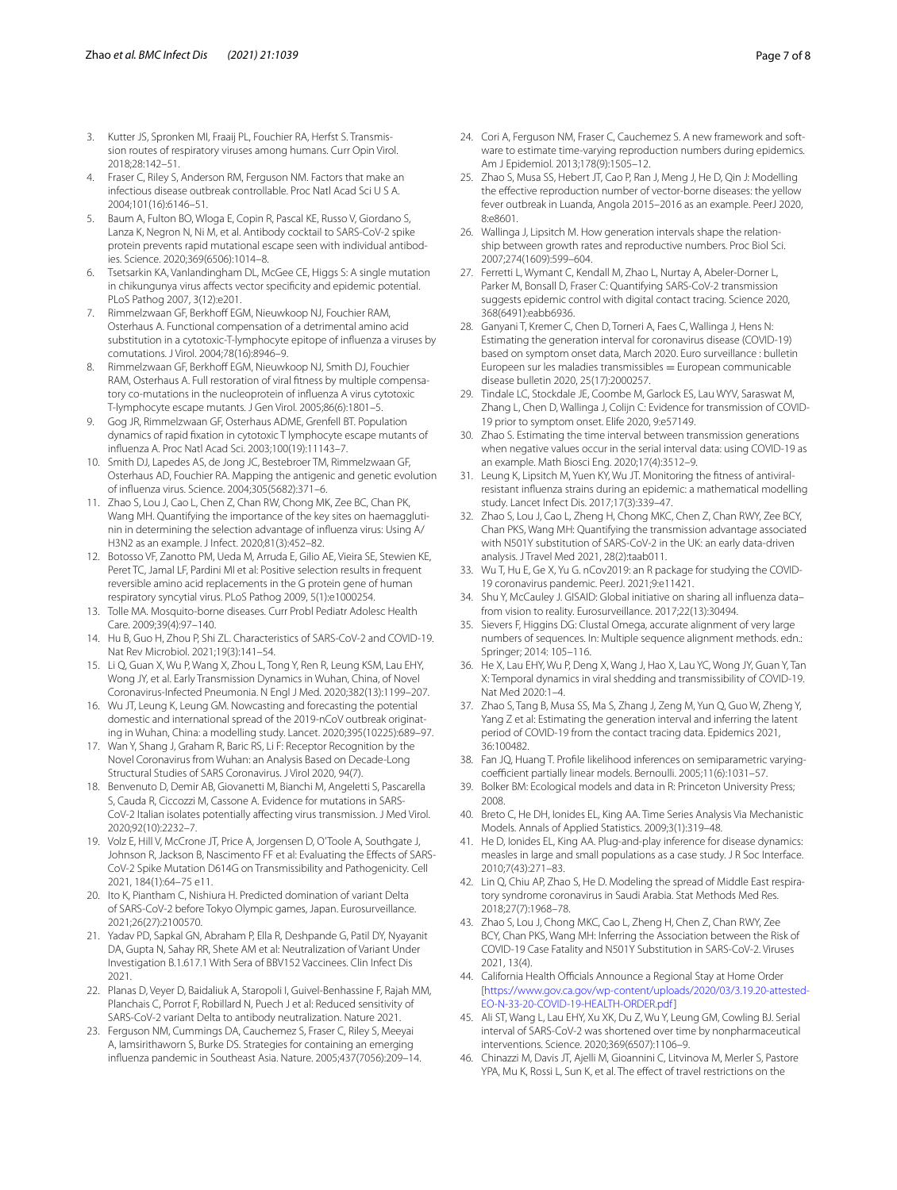3. Kutter JS, Spronken MI, Fraaij PL, Fouchier RA, Herfst S. Transmission routes of respiratory viruses among humans. Curr Opin Virol. 2018;28:142–51.
4. Fraser C, Riley S, Anderson RM, Ferguson NM. Factors that make an infectious disease outbreak controllable. Proc Natl Acad Sci U S A. 2004;101(16):6146–51.
5. Baum A, Fulton BO, Wloga E, Copin R, Pascal KE, Russo V, Giordano S, Lanza K, Negron N, Ni M, et al. Antibody cocktail to SARS-CoV-2 spike protein prevents rapid mutational escape seen with individual antibodies. Science. 2020;369(6506):1014–8.
6. Tsetsarkin KA, Vanlandingham DL, McGee CE, Higgs S: A single mutation in chikungunya virus affects vector specificity and epidemic potential. PLoS Pathog 2007, 3(12):e201.
7. Rimmelzwaan GF, Berkhoff EGM, Nieuwkoop NJ, Fouchier RAM, Osterhaus A. Functional compensation of a detrimental amino acid substitution in a cytotoxic-T-lymphocyte epitope of influenza a viruses by comutations. J Virol. 2004;78(16):8946–9.
8. Rimmelzwaan GF, Berkhoff EGM, Nieuwkoop NJ, Smith DJ, Fouchier RAM, Osterhaus A. Full restoration of viral fitness by multiple compensatory co-mutations in the nucleoprotein of influenza A virus cytotoxic T-lymphocyte escape mutants. J Gen Virol. 2005;86(6):1801–5.
9. Gog JR, Rimmelzwaan GF, Osterhaus ADME, Grenfell BT. Population dynamics of rapid fixation in cytotoxic T lymphocyte escape mutants of influenza A. Proc Natl Acad Sci. 2003;100(19):11143–7.
10. Smith DJ, Lapedes AS, de Jong JC, Bestebroer TM, Rimmelzwaan GF, Osterhaus AD, Fouchier RA. Mapping the antigenic and genetic evolution of influenza virus. Science. 2004;305(5682):371–6.
11. Zhao S, Lou J, Cao L, Chen Z, Chan RW, Chong MK, Zee BC, Chan PK, Wang MH. Quantifying the importance of the key sites on haemagglutinin in determining the selection advantage of influenza virus: Using A/H3N2 as an example. J Infect. 2020;81(3):452–82.
12. Botosso VF, Zanotto PM, Ueda M, Arruda E, Gilio AE, Vieira SE, Stewien KE, Peret TC, Jamal LF, Pardini MI et al: Positive selection results in frequent reversible amino acid replacements in the G protein gene of human respiratory syncytial virus. PLoS Pathog 2009, 5(1):e1000254.
13. Tolle MA. Mosquito-borne diseases. Curr Probl Pediatr Adolesc Health Care. 2009;39(4):97–140.
14. Hu B, Guo H, Zhou P, Shi ZL. Characteristics of SARS-CoV-2 and COVID-19. Nat Rev Microbiol. 2021;19(3):141–54.
15. Li Q, Guan X, Wu P, Wang X, Zhou L, Tong Y, Ren R, Leung KSM, Lau EHY, Wong JY, et al. Early Transmission Dynamics in Wuhan, China, of Novel Coronavirus-Infected Pneumonia. N Engl J Med. 2020;382(13):1199–207.
16. Wu JT, Leung K, Leung GM. Nowcasting and forecasting the potential domestic and international spread of the 2019-nCoV outbreak originating in Wuhan, China: a modelling study. Lancet. 2020;395(10225):689–97.
17. Wan Y, Shang J, Graham R, Baric RS, Li F: Receptor Recognition by the Novel Coronavirus from Wuhan: an Analysis Based on Decade-Long Structural Studies of SARS Coronavirus. J Virol 2020, 94(7).
18. Benvenuto D, Demir AB, Giovanetti M, Bianchi M, Angeletti S, Pascarella S, Cauda R, Ciccozzi M, Cassone A. Evidence for mutations in SARS-CoV-2 Italian isolates potentially affecting virus transmission. J Med Virol. 2020;92(10):2232–7.
19. Volz E, Hill V, McCrone JT, Price A, Jorgensen D, O'Toole A, Southgate J, Johnson R, Jackson B, Nascimento FF et al: Evaluating the Effects of SARS-CoV-2 Spike Mutation D614G on Transmissibility and Pathogenicity. Cell 2021, 184(1):64–75 e11.
20. Ito K, Piantham C, Nishiura H. Predicted domination of variant Delta of SARS-CoV-2 before Tokyo Olympic games, Japan. Eurosurveillance. 2021;26(27):2100570.
21. Yadav PD, Sapkal GN, Abraham P, Ella R, Deshpande G, Patil DY, Nyayanit DA, Gupta N, Sahay RR, Shete AM et al: Neutralization of Variant Under Investigation B.1.617.1 With Sera of BBV152 Vaccinees. Clin Infect Dis 2021.
22. Planas D, Veyer D, Baidaliuk A, Staropoli I, Guivel-Benhassine F, Rajah MM, Planchais C, Porrot F, Robillard N, Puech J et al: Reduced sensitivity of SARS-CoV-2 variant Delta to antibody neutralization. Nature 2021.
23. Ferguson NM, Cummings DA, Cauchemez S, Fraser C, Riley S, Meeyai A, Iamsirithaworn S, Burke DS. Strategies for containing an emerging influenza pandemic in Southeast Asia. Nature. 2005;437(7056):209–14.
24. Cori A, Ferguson NM, Fraser C, Cauchemez S. A new framework and software to estimate time-varying reproduction numbers during epidemics. Am J Epidemiol. 2013;178(9):1505–12.
25. Zhao S, Musa SS, Hebert JT, Cao P, Ran J, Meng J, He D, Qin J: Modelling the effective reproduction number of vector-borne diseases: the yellow fever outbreak in Luanda, Angola 2015–2016 as an example. PeerJ 2020, 8:e8601.
26. Wallinga J, Lipsitch M. How generation intervals shape the relationship between growth rates and reproductive numbers. Proc Biol Sci. 2007;274(1609):599–604.
27. Ferretti L, Wymant C, Kendall M, Zhao L, Nurtay A, Abeler-Dorner L, Parker M, Bonsall D, Fraser C: Quantifying SARS-CoV-2 transmission suggests epidemic control with digital contact tracing. Science 2020, 368(6491):eabb6936.
28. Ganyani T, Kremer C, Chen D, Torneri A, Faes C, Wallinga J, Hens N: Estimating the generation interval for coronavirus disease (COVID-19) based on symptom onset data, March 2020. Euro surveillance : bulletin Europeen sur les maladies transmissibles = European communicable disease bulletin 2020, 25(17):2000257.
29. Tindale LC, Stockdale JE, Coombe M, Garlock ES, Lau WYV, Saraswat M, Zhang L, Chen D, Wallinga J, Colijn C: Evidence for transmission of COVID-19 prior to symptom onset. Elife 2020, 9:e57149.
30. Zhao S. Estimating the time interval between transmission generations when negative values occur in the serial interval data: using COVID-19 as an example. Math Biosci Eng. 2020;17(4):3512–9.
31. Leung K, Lipsitch M, Yuen KY, Wu JT. Monitoring the fitness of antiviral-resistant influenza strains during an epidemic: a mathematical modelling study. Lancet Infect Dis. 2017;17(3):339–47.
32. Zhao S, Lou J, Cao L, Zheng H, Chong MKC, Chen Z, Chan RWY, Zee BCY, Chan PKS, Wang MH: Quantifying the transmission advantage associated with N501Y substitution of SARS-CoV-2 in the UK: an early data-driven analysis. J Travel Med 2021, 28(2):taab011.
33. Wu T, Hu E, Ge X, Yu G. nCov2019: an R package for studying the COVID-19 coronavirus pandemic. PeerJ. 2021;9:e11421.
34. Shu Y, McCauley J. GISAID: Global initiative on sharing all influenza data–from vision to reality. Eurosurveillance. 2017;22(13):30494.
35. Sievers F, Higgins DG: Clustal Omega, accurate alignment of very large numbers of sequences. In: Multiple sequence alignment methods. edn.: Springer; 2014: 105–116.
36. He X, Lau EHY, Wu P, Deng X, Wang J, Hao X, Lau YC, Wong JY, Guan Y, Tan X: Temporal dynamics in viral shedding and transmissibility of COVID-19. Nat Med 2020:1–4.
37. Zhao S, Tang B, Musa SS, Ma S, Zhang J, Zeng M, Yun Q, Guo W, Zheng Y, Yang Z et al: Estimating the generation interval and inferring the latent period of COVID-19 from the contact tracing data. Epidemics 2021, 36:100482.
38. Fan JQ, Huang T. Profile likelihood inferences on semiparametric varying-coefficient partially linear models. Bernoulli. 2005;11(6):1031–57.
39. Bolker BM: Ecological models and data in R: Princeton University Press; 2008.
40. Breto C, He DH, Ionides EL, King AA. Time Series Analysis Via Mechanistic Models. Annals of Applied Statistics. 2009;3(1):319–48.
41. He D, Ionides EL, King AA. Plug-and-play inference for disease dynamics: measles in large and small populations as a case study. J R Soc Interface. 2010;7(43):271–83.
42. Lin Q, Chiu AP, Zhao S, He D. Modeling the spread of Middle East respiratory syndrome coronavirus in Saudi Arabia. Stat Methods Med Res. 2018;27(7):1968–78.
43. Zhao S, Lou J, Chong MKC, Cao L, Zheng H, Chen Z, Chan RWY, Zee BCY, Chan PKS, Wang MH: Inferring the Association between the Risk of COVID-19 Case Fatality and N501Y Substitution in SARS-CoV-2. Viruses 2021, 13(4).
44. California Health Officials Announce a Regional Stay at Home Order [https://www.gov.ca.gov/wp-content/uploads/2020/03/3.19.20-attested-EO-N-33-20-COVID-19-HEALTH-ORDER.pdf]
45. Ali ST, Wang L, Lau EHY, Xu XK, Du Z, Wu Y, Leung GM, Cowling BJ. Serial interval of SARS-CoV-2 was shortened over time by nonpharmaceutical interventions. Science. 2020;369(6507):1106–9.
46. Chinazzi M, Davis JT, Ajelli M, Gioannini C, Litvinova M, Merler S, Pastore YPA, Mu K, Rossi L, Sun K, et al. The effect of travel restrictions on the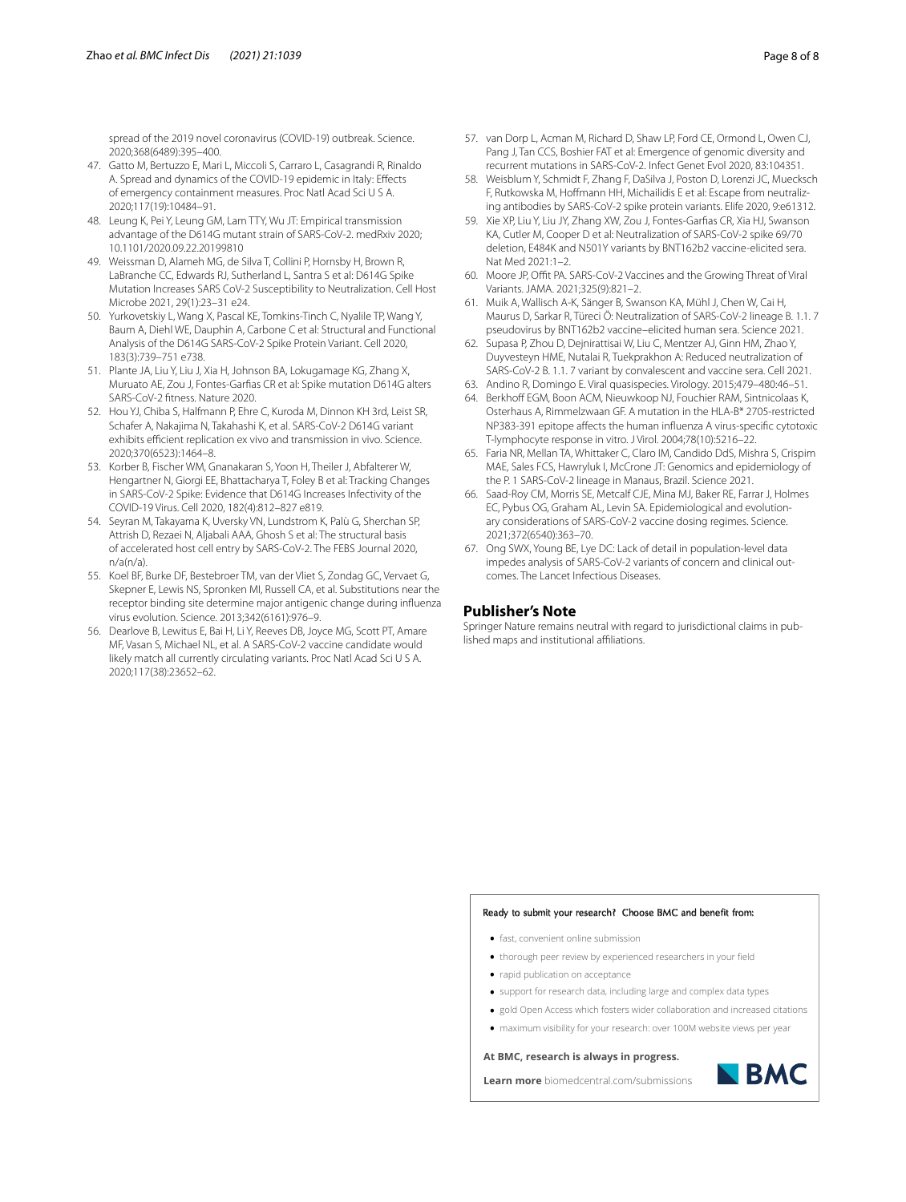spread of the 2019 novel coronavirus (COVID-19) outbreak. Science. 2020;368(6489):395–400.

47. Gatto M, Bertuzzo E, Mari L, Miccoli S, Carraro L, Casagrandi R, Rinaldo A. Spread and dynamics of the COVID-19 epidemic in Italy: Effects of emergency containment measures. Proc Natl Acad Sci U S A. 2020;117(19):10484–91.
48. Leung K, Pei Y, Leung GM, Lam TTY, Wu JT: Empirical transmission advantage of the D614G mutant strain of SARS-CoV-2. medRxiv 2020; 10.1101/2020.09.22.20199810
49. Weissman D, Alameh MG, de Silva T, Collini P, Hornsby H, Brown R, LaBranche CC, Edwards RJ, Sutherland L, Santra S et al: D614G Spike Mutation Increases SARS CoV-2 Susceptibility to Neutralization. Cell Host Microbe 2021, 29(1):23–31 e24.
50. Yurkovetskiy L, Wang X, Pascal KE, Tomkins-Tinch C, Nyalile TP, Wang Y, Baum A, Diehl WE, Dauphin A, Carbone C et al: Structural and Functional Analysis of the D614G SARS-CoV-2 Spike Protein Variant. Cell 2020, 183(3):739–751 e738.
51. Plante JA, Liu Y, Liu J, Xia H, Johnson BA, Lokugamage KG, Zhang X, Muruato AE, Zou J, Fontes-Garfias CR et al: Spike mutation D614G alters SARS-CoV-2 fitness. Nature 2020.
52. Hou YJ, Chiba S, Halfmann P, Ehre C, Kuroda M, Dinnon KH 3rd, Leist SR, Schafer A, Nakajima N, Takahashi K, et al. SARS-CoV-2 D614G variant exhibits efficient replication ex vivo and transmission in vivo. Science. 2020;370(6523):1464–8.
53. Korber B, Fischer WM, Gnanakaran S, Yoon H, Theiler J, Abfalterer W, Hengartner N, Giorgi EE, Bhattacharya T, Foley B et al: Tracking Changes in SARS-CoV-2 Spike: Evidence that D614G Increases Infectivity of the COVID-19 Virus. Cell 2020, 182(4):812–827 e819.
54. Seyran M, Takayama K, Uversky VN, Lundstrom K, Palù G, Sherchan SP, Attrish D, Rezaei N, Aljabali AAA, Ghosh S et al: The structural basis of accelerated host cell entry by SARS-CoV-2. The FEBS Journal 2020, n/a(n/a).
55. Koel BF, Burke DF, Bestebroer TM, van der Vliet S, Zondag GC, Vervaet G, Skepner E, Lewis NS, Spronken MI, Russell CA, et al. Substitutions near the receptor binding site determine major antigenic change during influenza virus evolution. Science. 2013;342(6161):976–9.
56. Dearlove B, Lewitus E, Bai H, Li Y, Reeves DB, Joyce MG, Scott PT, Amare MF, Vasan S, Michael NL, et al. A SARS-CoV-2 vaccine candidate would likely match all currently circulating variants. Proc Natl Acad Sci U S A. 2020;117(38):23652–62.
57. van Dorp L, Acman M, Richard D, Shaw LP, Ford CE, Ormond L, Owen CJ, Pang J, Tan CCS, Boshier FAT et al: Emergence of genomic diversity and recurrent mutations in SARS-CoV-2. Infect Genet Evol 2020, 83:104351.
58. Weisblum Y, Schmidt F, Zhang F, DaSilva J, Poston D, Lorenzi JC, Muecksch F, Rutkowska M, Hoffmann HH, Michailidis E et al: Escape from neutralizing antibodies by SARS-CoV-2 spike protein variants. Elife 2020, 9:e61312.
59. Xie XP, Liu Y, Liu JY, Zhang XW, Zou J, Fontes-Garfias CR, Xia HJ, Swanson KA, Cutler M, Cooper D et al: Neutralization of SARS-CoV-2 spike 69/70 deletion, E484K and N501Y variants by BNT162b2 vaccine-elicited sera. Nat Med 2021:1–2.
60. Moore JP, Offit PA. SARS-CoV-2 Vaccines and the Growing Threat of Viral Variants. JAMA. 2021;325(9):821–2.
61. Muik A, Wallisch A-K, Sänger B, Swanson KA, Mühl J, Chen W, Cai H, Maurus D, Sarkar R, Türeci Ö: Neutralization of SARS-CoV-2 lineage B. 1.1. 7 pseudovirus by BNT162b2 vaccine–elicited human sera. Science 2021.
62. Supasa P, Zhou D, Dejnirattisai W, Liu C, Mentzer AJ, Ginn HM, Zhao Y, Duyvesteyn HME, Nutalai R, Tuekprakhon A: Reduced neutralization of SARS-CoV-2 B. 1.1. 7 variant by convalescent and vaccine sera. Cell 2021.
63. Andino R, Domingo E. Viral quasispecies. Virology. 2015;479–480:46–51.
64. Berkhoff EGM, Boon ACM, Nieuwkoop NJ, Fouchier RAM, Sintnicolaas K, Osterhaus A, Rimmelzwaan GF. A mutation in the HLA-B* 2705-restricted NP383-391 epitope affects the human influenza A virus-specific cytotoxic T-lymphocyte response in vitro. J Virol. 2004;78(10):5216–22.
65. Faria NR, Mellan TA, Whittaker C, Claro IM, Candido DdS, Mishra S, Crispim MAE, Sales FCS, Hawryluk I, McCrone JT: Genomics and epidemiology of the P. 1 SARS-CoV-2 lineage in Manaus, Brazil. Science 2021.
66. Saad-Roy CM, Morris SE, Metcalf CJE, Mina MJ, Baker RE, Farrar J, Holmes EC, Pybus OG, Graham AL, Levin SA. Epidemiological and evolutionary considerations of SARS-CoV-2 vaccine dosing regimes. Science. 2021;372(6540):363–70.
67. Ong SWX, Young BE, Lye DC: Lack of detail in population-level data impedes analysis of SARS-CoV-2 variants of concern and clinical outcomes. The Lancet Infectious Diseases.

## Publisher's Note

Springer Nature remains neutral with regard to jurisdictional claims in published maps and institutional affiliations.

Ready to submit your research? Choose BMC and benefit from:

- fast, convenient online submission
- thorough peer review by experienced researchers in your field
- rapid publication on acceptance
- support for research data, including large and complex data types
- gold Open Access which fosters wider collaboration and increased citations
- maximum visibility for your research: over 100M website views per year

**At BMC, research is always in progress.**

**Learn more** biomedcentral.com/submissions

BMC